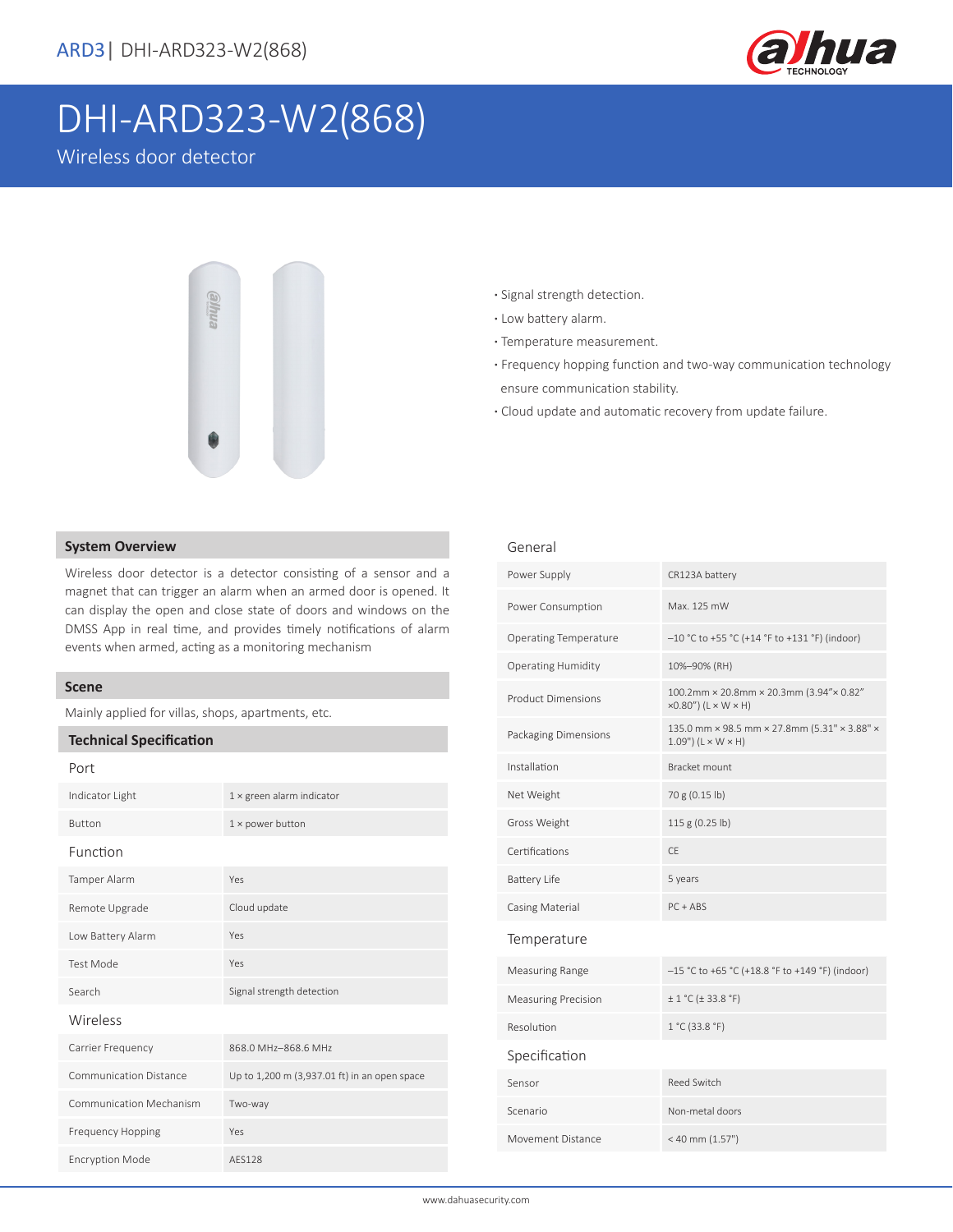ARD3 | DHI-ARD323-W2(868)

# DHI-ARD323-W2(868)

Wireless door detector

- Signal strength detection.
- Low battery alarm.
- Temperature measurement.
- Frequency hopping function and two-way communication technology ensure communication stability.
- Cloud update and automatic recovery from update failure.

## System Overview

Wireless door detector is a detector consisting of a sensor and a magnet that can trigger an alarm when an armed door is opened. It can display the open and close state of doors and windows on the DMSS App in real time, and provides timely notifications of alarm events when armed, acting as a monitoring mechanism

## Scene

Mainly applied for villas, shops, apartments, etc.

## Technical Specification

### Port

| | |
|---|---|
| Indicator Light | 1 × green alarm indicator |
| Button | 1 × power button |

### Function

| | |
|---|---|
| Tamper Alarm | Yes |
| Remote Upgrade | Cloud update |
| Low Battery Alarm | Yes |
| Test Mode | Yes |
| Search | Signal strength detection |

### Wireless

| | |
|---|---|
| Carrier Frequency | 868.0 MHz–868.6 MHz |
| Communication Distance | Up to 1,200 m (3,937.01 ft) in an open space |
| Communication Mechanism | Two-way |
| Frequency Hopping | Yes |
| Encryption Mode | AES128 |

### General

| | |
|---|---|
| Power Supply | CR123A battery |
| Power Consumption | Max. 125 mW |
| Operating Temperature | –10 °C to +55 °C (+14 °F to +131 °F) (indoor) |
| Operating Humidity | 10%–90% (RH) |
| Product Dimensions | 100.2mm × 20.8mm × 20.3mm (3.94"× 0.82" ×0.80") (L × W × H) |
| Packaging Dimensions | 135.0 mm × 98.5 mm × 27.8mm (5.31" × 3.88" × 1.09") (L × W × H) |
| Installation | Bracket mount |
| Net Weight | 70 g (0.15 lb) |
| Gross Weight | 115 g (0.25 lb) |
| Certifications | CE |
| Battery Life | 5 years |
| Casing Material | PC + ABS |

### Temperature

| | |
|---|---|
| Measuring Range | –15 °C to +65 °C (+18.8 °F to +149 °F) (indoor) |
| Measuring Precision | ± 1 °C (± 33.8 °F) |
| Resolution | 1 °C (33.8 °F) |

### Specification

| | |
|---|---|
| Sensor | Reed Switch |
| Scenario | Non-metal doors |
| Movement Distance | < 40 mm (1.57") |

www.dahuasecurity.com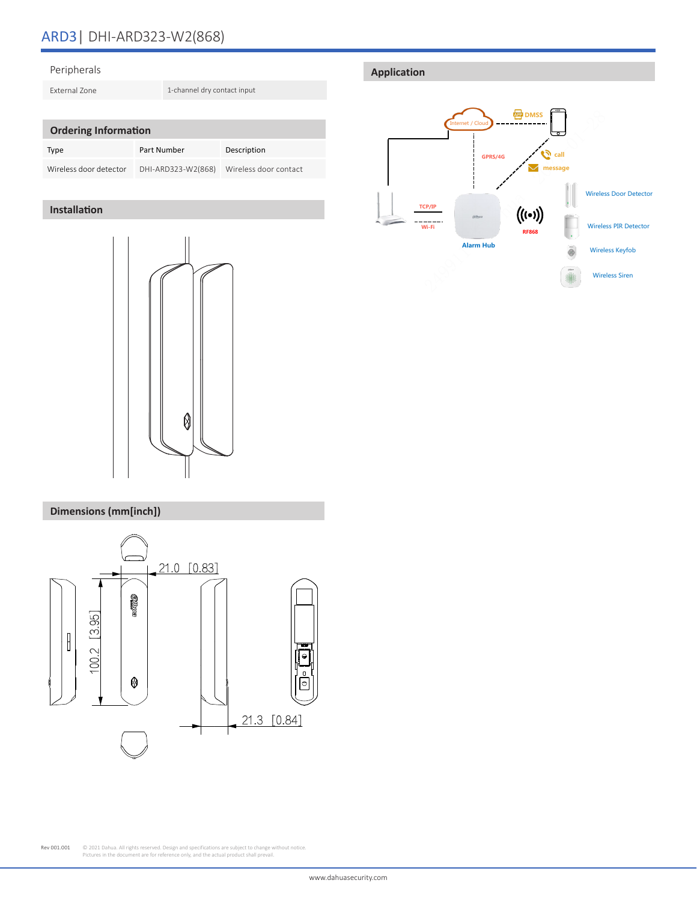## Peripherals

| | |
|---|---|
| External Zone | 1-channel dry contact input |

## Ordering Information

| Type | Part Number | Description |
|---|---|---|
| Wireless door detector | DHI-ARD323-W2(868) | Wireless door contact |

## Installation

## Dimensions (mm[inch])

21.0 [0.83]

100.2 [3.95]

21.3 [0.84]

## Application

Internet / Cloud

DMSS

GPRS/4G

call

message

TCP/IP

Wi-Fi

Alarm Hub

RF868

Wireless Door Detector

Wireless PIR Detector

Wireless Keyfob

Wireless Siren

Rev 001.001 © 2021 Dahua. All rights reserved. Design and specifications are subject to change without notice. Pictures in the document are for reference only, and the actual product shall prevail.

www.dahuasecurity.com